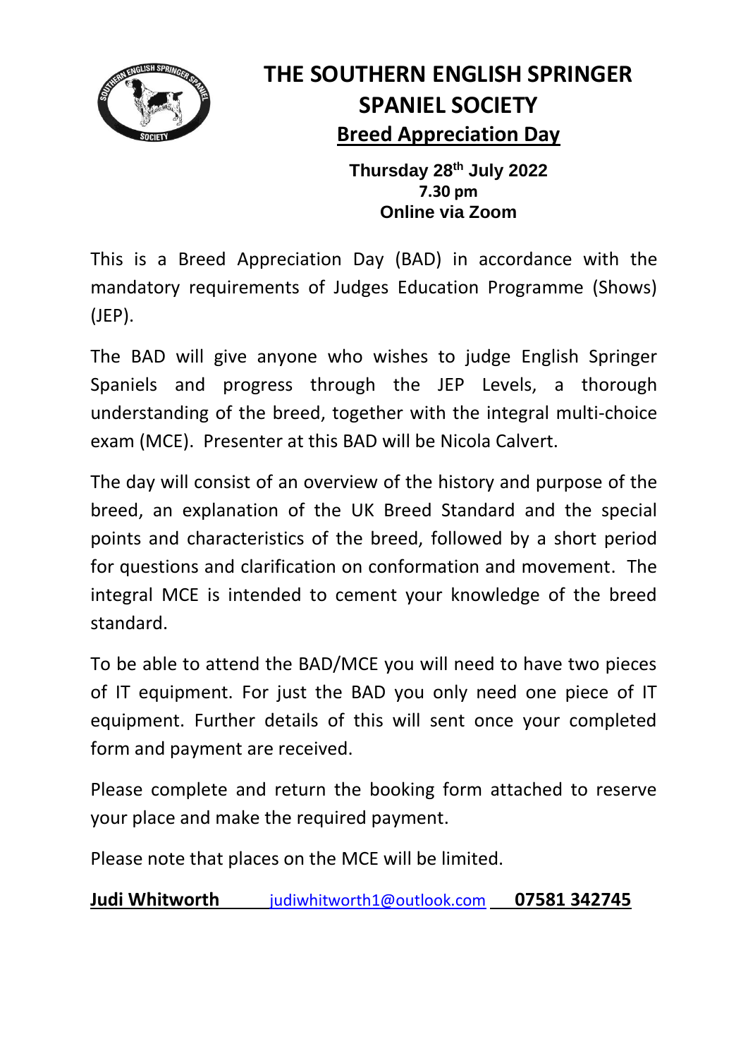# THE SOUTHERN ENGLISH SPRINGER SPANIEL SOCIETY

## Breed Appreciation Day

**Thursday 28th July 2022**
**7.30 pm**
**Online via Zoom**

This is a Breed Appreciation Day (BAD) in accordance with the mandatory requirements of Judges Education Programme (Shows) (JEP).

The BAD will give anyone who wishes to judge English Springer Spaniels and progress through the JEP Levels, a thorough understanding of the breed, together with the integral multi-choice exam (MCE). Presenter at this BAD will be Nicola Calvert.

The day will consist of an overview of the history and purpose of the breed, an explanation of the UK Breed Standard and the special points and characteristics of the breed, followed by a short period for questions and clarification on conformation and movement. The integral MCE is intended to cement your knowledge of the breed standard.

To be able to attend the BAD/MCE you will need to have two pieces of IT equipment. For just the BAD you only need one piece of IT equipment. Further details of this will sent once your completed form and payment are received.

Please complete and return the booking form attached to reserve your place and make the required payment.

Please note that places on the MCE will be limited.

**Judi Whitworth** judiwhitworth1@outlook.com **07581 342745**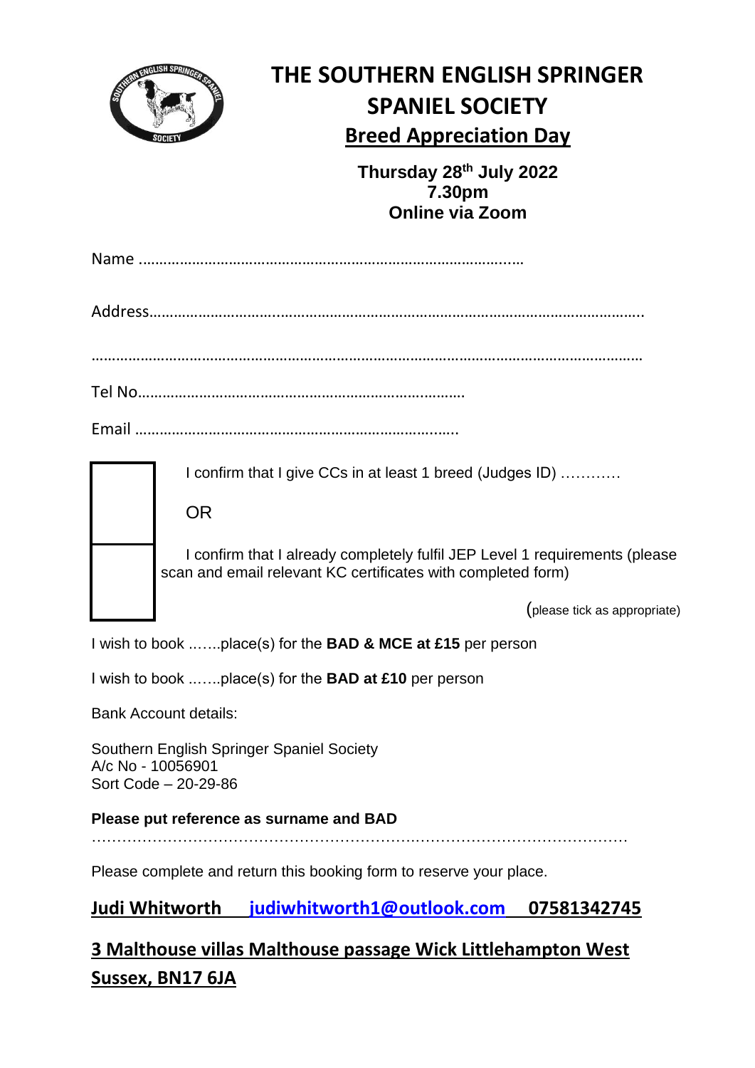# THE SOUTHERN ENGLISH SPRINGER SPANIEL SOCIETY

## Breed Appreciation Day

**Thursday 28th July 2022**
**7.30pm**
**Online via Zoom**

Name ……………………………………………………………………………….

Address……………………………………………………………………………………………………….

………………………………………………………………………………………………………………….

Tel No……………………………………………………………………….

Email …………………………………………………………………….

☐ I confirm that I give CCs in at least 1 breed (Judges ID) …………

OR

☐ I confirm that I already completely fulfil JEP Level 1 requirements (please scan and email relevant KC certificates with completed form)

(please tick as appropriate)

I wish to book …….place(s) for the **BAD & MCE at £15** per person

I wish to book …….place(s) for the **BAD at £10** per person

Bank Account details:

Southern English Springer Spaniel Society
A/c No - 10056901
Sort Code – 20-29-86

**Please put reference as surname and BAD**
……………………………………………………………………………………………

Please complete and return this booking form to reserve your place.

**Judi Whitworth judiwhitworth1@outlook.com 07581342745**

**3 Malthouse villas Malthouse passage Wick Littlehampton West Sussex, BN17 6JA**